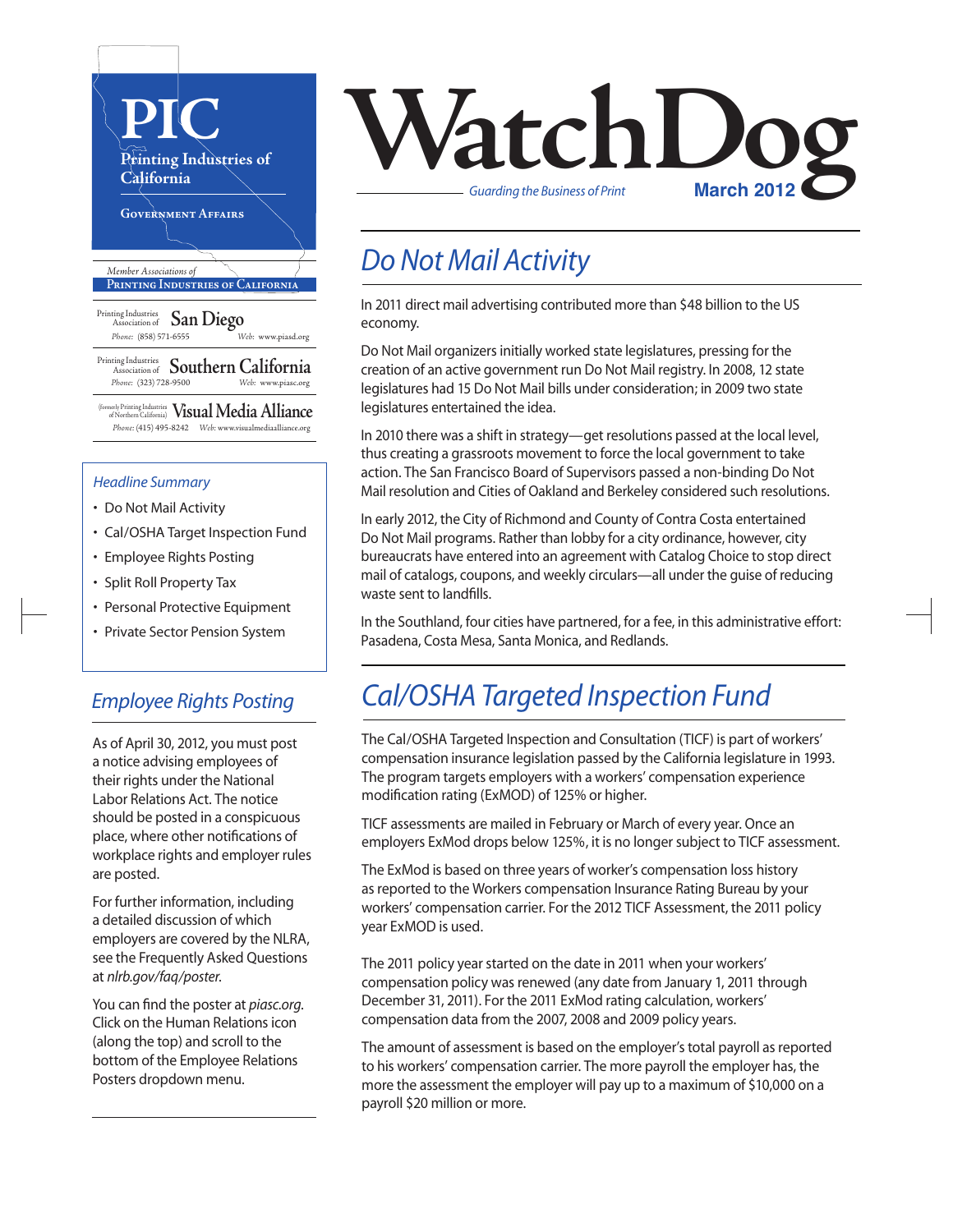# WatchDog

*Guarding the Business of Print*

**March 2012**

**PIC**
Printing Industries of California
Government Affairs

*Member Associations of*
**Printing Industries of California**

Printing Industries Association of **San Diego**
*Phone:* (858) 571-6555 *Web:* www.piasd.org

Printing Industries Association of **Southern California**
*Phone:* (323) 728-9500 *Web:* www.piasc.org

(formerly Printing Industries of Northern California) **Visual Media Alliance**
*Phone:* (415) 495-8242 *Web:* www.visualmediaalliance.org

*Headline Summary*

- Do Not Mail Activity
- Cal/OSHA Target Inspection Fund
- Employee Rights Posting
- Split Roll Property Tax
- Personal Protective Equipment
- Private Sector Pension System

## *Do Not Mail Activity*

In 2011 direct mail advertising contributed more than $48 billion to the US economy.

Do Not Mail organizers initially worked state legislatures, pressing for the creation of an active government run Do Not Mail registry. In 2008, 12 state legislatures had 15 Do Not Mail bills under consideration; in 2009 two state legislatures entertained the idea.

In 2010 there was a shift in strategy—get resolutions passed at the local level, thus creating a grassroots movement to force the local government to take action. The San Francisco Board of Supervisors passed a non-binding Do Not Mail resolution and Cities of Oakland and Berkeley considered such resolutions.

In early 2012, the City of Richmond and County of Contra Costa entertained Do Not Mail programs. Rather than lobby for a city ordinance, however, city bureaucrats have entered into an agreement with Catalog Choice to stop direct mail of catalogs, coupons, and weekly circulars—all under the guise of reducing waste sent to landfills.

In the Southland, four cities have partnered, for a fee, in this administrative effort: Pasadena, Costa Mesa, Santa Monica, and Redlands.

## *Cal/OSHA Targeted Inspection Fund*

The Cal/OSHA Targeted Inspection and Consultation (TICF) is part of workers' compensation insurance legislation passed by the California legislature in 1993. The program targets employers with a workers' compensation experience modification rating (ExMOD) of 125% or higher.

TICF assessments are mailed in February or March of every year. Once an employers ExMod drops below 125%, it is no longer subject to TICF assessment.

The ExMod is based on three years of worker's compensation loss history as reported to the Workers compensation Insurance Rating Bureau by your workers' compensation carrier. For the 2012 TICF Assessment, the 2011 policy year ExMOD is used.

The 2011 policy year started on the date in 2011 when your workers' compensation policy was renewed (any date from January 1, 2011 through December 31, 2011). For the 2011 ExMod rating calculation, workers' compensation data from the 2007, 2008 and 2009 policy years.

The amount of assessment is based on the employer's total payroll as reported to his workers' compensation carrier. The more payroll the employer has, the more the assessment the employer will pay up to a maximum of $10,000 on a payroll $20 million or more.

## *Employee Rights Posting*

As of April 30, 2012, you must post a notice advising employees of their rights under the National Labor Relations Act. The notice should be posted in a conspicuous place, where other notifications of workplace rights and employer rules are posted.

For further information, including a detailed discussion of which employers are covered by the NLRA, see the Frequently Asked Questions at *nlrb.gov/faq/poster.*

You can find the poster at *piasc.org*. Click on the Human Relations icon (along the top) and scroll to the bottom of the Employee Relations Posters dropdown menu.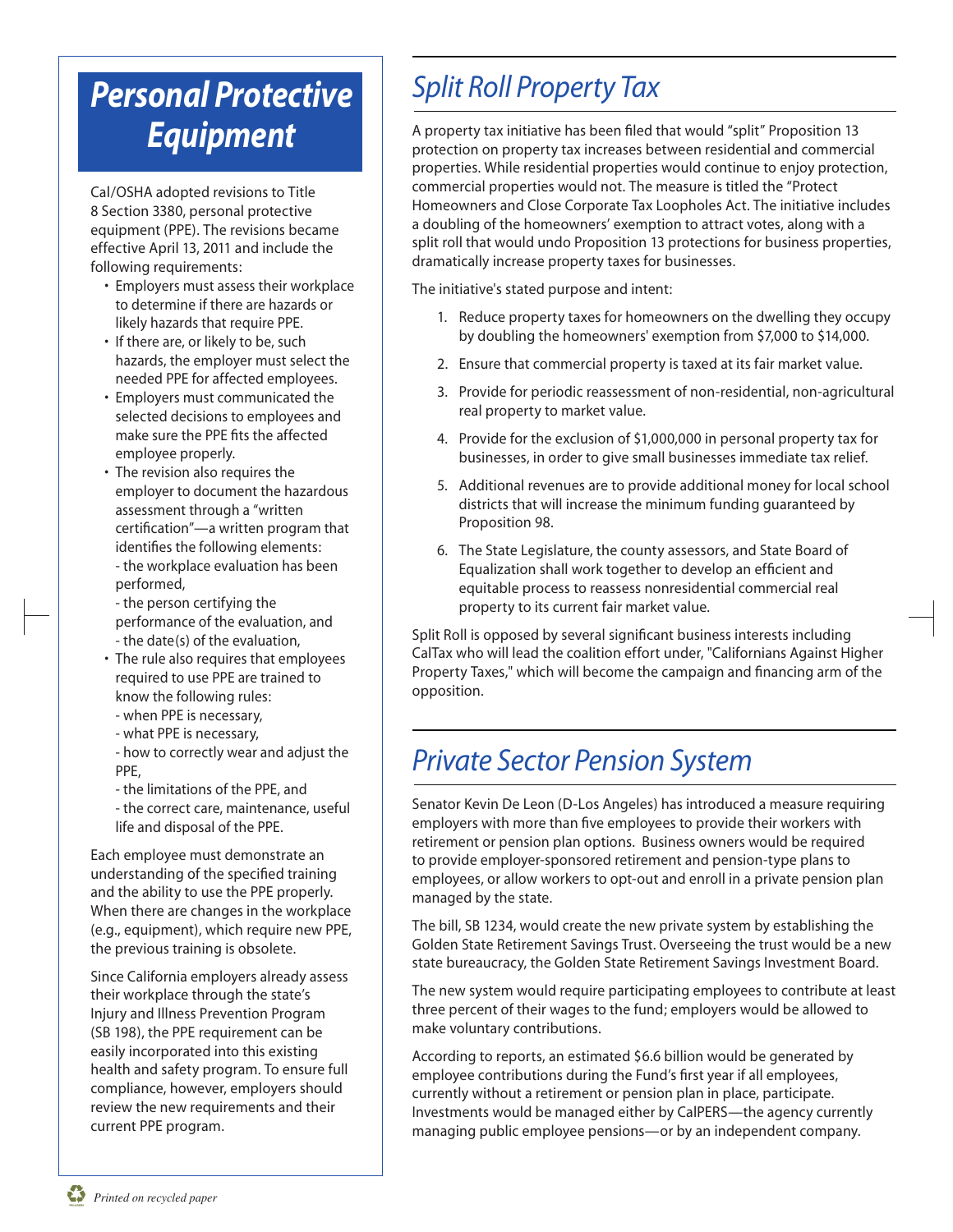# Personal Protective Equipment

Cal/OSHA adopted revisions to Title 8 Section 3380, personal protective equipment (PPE). The revisions became effective April 13, 2011 and include the following requirements:

- Employers must assess their workplace to determine if there are hazards or likely hazards that require PPE.
- If there are, or likely to be, such hazards, the employer must select the needed PPE for affected employees.
- Employers must communicated the selected decisions to employees and make sure the PPE fits the affected employee properly.
- The revision also requires the employer to document the hazardous assessment through a "written certification"—a written program that identifies the following elements:
  - the workplace evaluation has been performed,
  - the person certifying the performance of the evaluation, and
  - the date(s) of the evaluation,
- The rule also requires that employees required to use PPE are trained to know the following rules:
  - when PPE is necessary,
  - what PPE is necessary,
  - how to correctly wear and adjust the PPE,
  - the limitations of the PPE, and
  - the correct care, maintenance, useful life and disposal of the PPE.

Each employee must demonstrate an understanding of the specified training and the ability to use the PPE properly. When there are changes in the workplace (e.g., equipment), which require new PPE, the previous training is obsolete.

Since California employers already assess their workplace through the state's Injury and Illness Prevention Program (SB 198), the PPE requirement can be easily incorporated into this existing health and safety program. To ensure full compliance, however, employers should review the new requirements and their current PPE program.

# Split Roll Property Tax

A property tax initiative has been filed that would "split" Proposition 13 protection on property tax increases between residential and commercial properties. While residential properties would continue to enjoy protection, commercial properties would not. The measure is titled the "Protect Homeowners and Close Corporate Tax Loopholes Act. The initiative includes a doubling of the homeowners' exemption to attract votes, along with a split roll that would undo Proposition 13 protections for business properties, dramatically increase property taxes for businesses.

The initiative's stated purpose and intent:

1. Reduce property taxes for homeowners on the dwelling they occupy by doubling the homeowners' exemption from $7,000 to $14,000.
2. Ensure that commercial property is taxed at its fair market value.
3. Provide for periodic reassessment of non-residential, non-agricultural real property to market value.
4. Provide for the exclusion of $1,000,000 in personal property tax for businesses, in order to give small businesses immediate tax relief.
5. Additional revenues are to provide additional money for local school districts that will increase the minimum funding guaranteed by Proposition 98.
6. The State Legislature, the county assessors, and State Board of Equalization shall work together to develop an efficient and equitable process to reassess nonresidential commercial real property to its current fair market value.

Split Roll is opposed by several significant business interests including CalTax who will lead the coalition effort under, "Californians Against Higher Property Taxes," which will become the campaign and financing arm of the opposition.

# Private Sector Pension System

Senator Kevin De Leon (D-Los Angeles) has introduced a measure requiring employers with more than five employees to provide their workers with retirement or pension plan options. Business owners would be required to provide employer-sponsored retirement and pension-type plans to employees, or allow workers to opt-out and enroll in a private pension plan managed by the state.

The bill, SB 1234, would create the new private system by establishing the Golden State Retirement Savings Trust. Overseeing the trust would be a new state bureaucracy, the Golden State Retirement Savings Investment Board.

The new system would require participating employees to contribute at least three percent of their wages to the fund; employers would be allowed to make voluntary contributions.

According to reports, an estimated $6.6 billion would be generated by employee contributions during the Fund's first year if all employees, currently without a retirement or pension plan in place, participate. Investments would be managed either by CalPERS—the agency currently managing public employee pensions—or by an independent company.

*Printed on recycled paper*